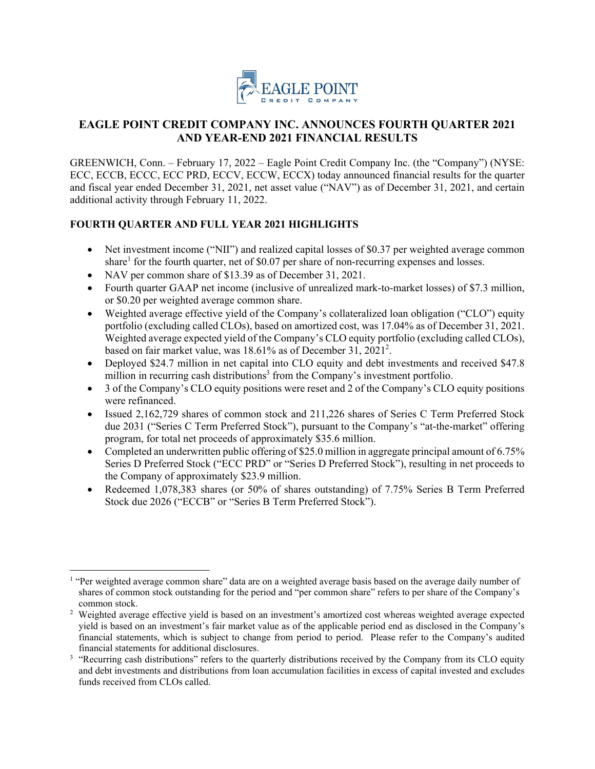# EAGLE POINT CREDIT COMPANY INC. ANNOUNCES FOURTH QUARTER 2021 AND YEAR-END 2021 FINANCIAL RESULTS

GREENWICH, Conn. – February 17, 2022 – Eagle Point Credit Company Inc. (the "Company") (NYSE: ECC, ECCB, ECCC, ECC PRD, ECCV, ECCW, ECCX) today announced financial results for the quarter and fiscal year ended December 31, 2021, net asset value ("NAV") as of December 31, 2021, and certain additional activity through February 11, 2022.

## FOURTH QUARTER AND FULL YEAR 2021 HIGHLIGHTS

- Net investment income ("NII") and realized capital losses of $0.37 per weighted average common share[1] for the fourth quarter, net of $0.07 per share of non-recurring expenses and losses.
- NAV per common share of $13.39 as of December 31, 2021.
- Fourth quarter GAAP net income (inclusive of unrealized mark-to-market losses) of $7.3 million, or $0.20 per weighted average common share.
- Weighted average effective yield of the Company's collateralized loan obligation ("CLO") equity portfolio (excluding called CLOs), based on amortized cost, was 17.04% as of December 31, 2021. Weighted average expected yield of the Company's CLO equity portfolio (excluding called CLOs), based on fair market value, was 18.61% as of December 31, 2021[2].
- Deployed $24.7 million in net capital into CLO equity and debt investments and received $47.8 million in recurring cash distributions[3] from the Company's investment portfolio.
- 3 of the Company's CLO equity positions were reset and 2 of the Company's CLO equity positions were refinanced.
- Issued 2,162,729 shares of common stock and 211,226 shares of Series C Term Preferred Stock due 2031 ("Series C Term Preferred Stock"), pursuant to the Company's "at-the-market" offering program, for total net proceeds of approximately $35.6 million.
- Completed an underwritten public offering of $25.0 million in aggregate principal amount of 6.75% Series D Preferred Stock ("ECC PRD" or "Series D Preferred Stock"), resulting in net proceeds to the Company of approximately $23.9 million.
- Redeemed 1,078,383 shares (or 50% of shares outstanding) of 7.75% Series B Term Preferred Stock due 2026 ("ECCB" or "Series B Term Preferred Stock").

[1] "Per weighted average common share" data are on a weighted average basis based on the average daily number of shares of common stock outstanding for the period and "per common share" refers to per share of the Company's common stock.

[2] Weighted average effective yield is based on an investment's amortized cost whereas weighted average expected yield is based on an investment's fair market value as of the applicable period end as disclosed in the Company's financial statements, which is subject to change from period to period. Please refer to the Company's audited financial statements for additional disclosures.

[3] "Recurring cash distributions" refers to the quarterly distributions received by the Company from its CLO equity and debt investments and distributions from loan accumulation facilities in excess of capital invested and excludes funds received from CLOs called.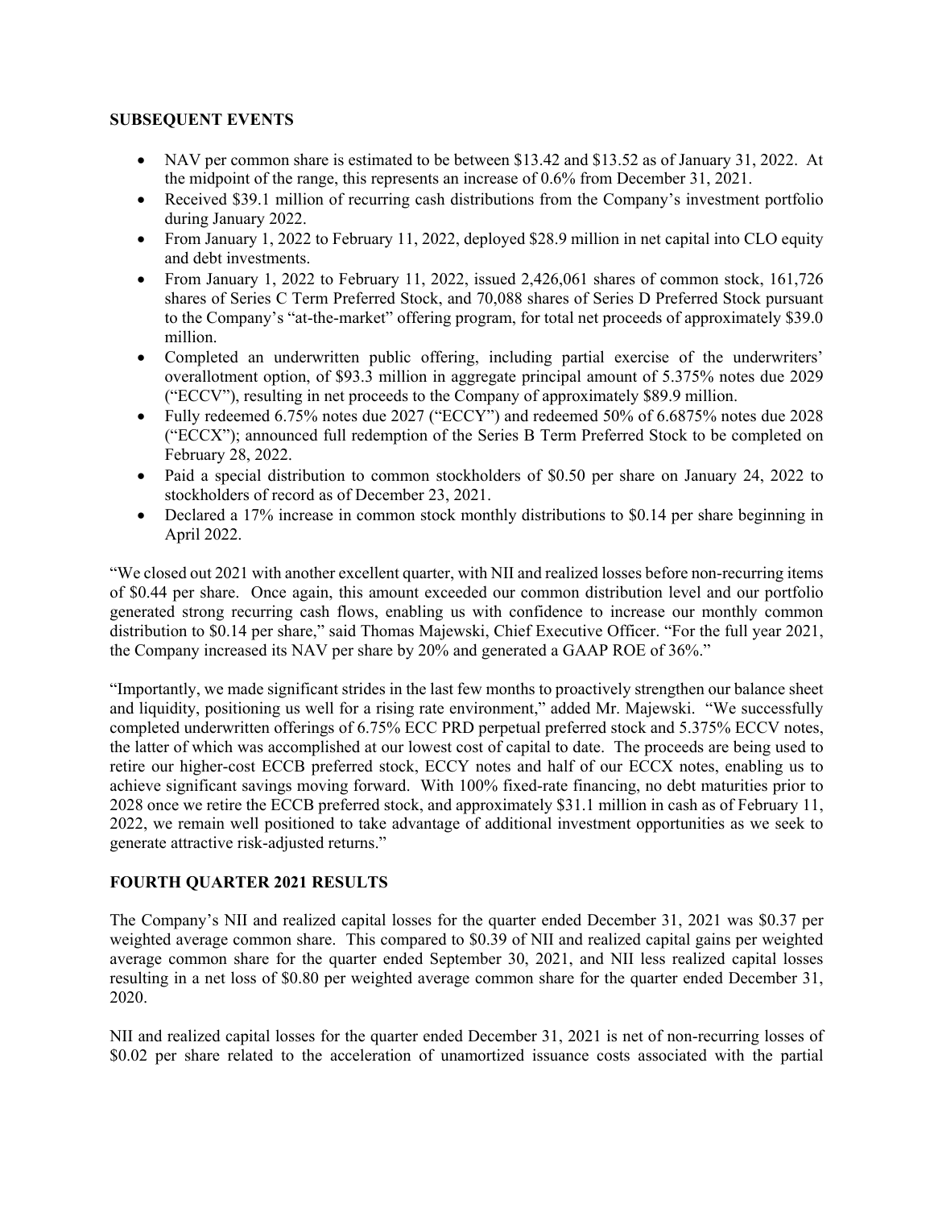**SUBSEQUENT EVENTS**

- NAV per common share is estimated to be between $13.42 and $13.52 as of January 31, 2022. At the midpoint of the range, this represents an increase of 0.6% from December 31, 2021.
- Received $39.1 million of recurring cash distributions from the Company's investment portfolio during January 2022.
- From January 1, 2022 to February 11, 2022, deployed $28.9 million in net capital into CLO equity and debt investments.
- From January 1, 2022 to February 11, 2022, issued 2,426,061 shares of common stock, 161,726 shares of Series C Term Preferred Stock, and 70,088 shares of Series D Preferred Stock pursuant to the Company's "at-the-market" offering program, for total net proceeds of approximately $39.0 million.
- Completed an underwritten public offering, including partial exercise of the underwriters' overallotment option, of $93.3 million in aggregate principal amount of 5.375% notes due 2029 ("ECCV"), resulting in net proceeds to the Company of approximately $89.9 million.
- Fully redeemed 6.75% notes due 2027 ("ECCY") and redeemed 50% of 6.6875% notes due 2028 ("ECCX"); announced full redemption of the Series B Term Preferred Stock to be completed on February 28, 2022.
- Paid a special distribution to common stockholders of $0.50 per share on January 24, 2022 to stockholders of record as of December 23, 2021.
- Declared a 17% increase in common stock monthly distributions to $0.14 per share beginning in April 2022.

"We closed out 2021 with another excellent quarter, with NII and realized losses before non-recurring items of $0.44 per share. Once again, this amount exceeded our common distribution level and our portfolio generated strong recurring cash flows, enabling us with confidence to increase our monthly common distribution to $0.14 per share," said Thomas Majewski, Chief Executive Officer. "For the full year 2021, the Company increased its NAV per share by 20% and generated a GAAP ROE of 36%."

"Importantly, we made significant strides in the last few months to proactively strengthen our balance sheet and liquidity, positioning us well for a rising rate environment," added Mr. Majewski. "We successfully completed underwritten offerings of 6.75% ECC PRD perpetual preferred stock and 5.375% ECCV notes, the latter of which was accomplished at our lowest cost of capital to date. The proceeds are being used to retire our higher-cost ECCB preferred stock, ECCY notes and half of our ECCX notes, enabling us to achieve significant savings moving forward. With 100% fixed-rate financing, no debt maturities prior to 2028 once we retire the ECCB preferred stock, and approximately $31.1 million in cash as of February 11, 2022, we remain well positioned to take advantage of additional investment opportunities as we seek to generate attractive risk-adjusted returns."

**FOURTH QUARTER 2021 RESULTS**

The Company's NII and realized capital losses for the quarter ended December 31, 2021 was $0.37 per weighted average common share. This compared to $0.39 of NII and realized capital gains per weighted average common share for the quarter ended September 30, 2021, and NII less realized capital losses resulting in a net loss of $0.80 per weighted average common share for the quarter ended December 31, 2020.

NII and realized capital losses for the quarter ended December 31, 2021 is net of non-recurring losses of $0.02 per share related to the acceleration of unamortized issuance costs associated with the partial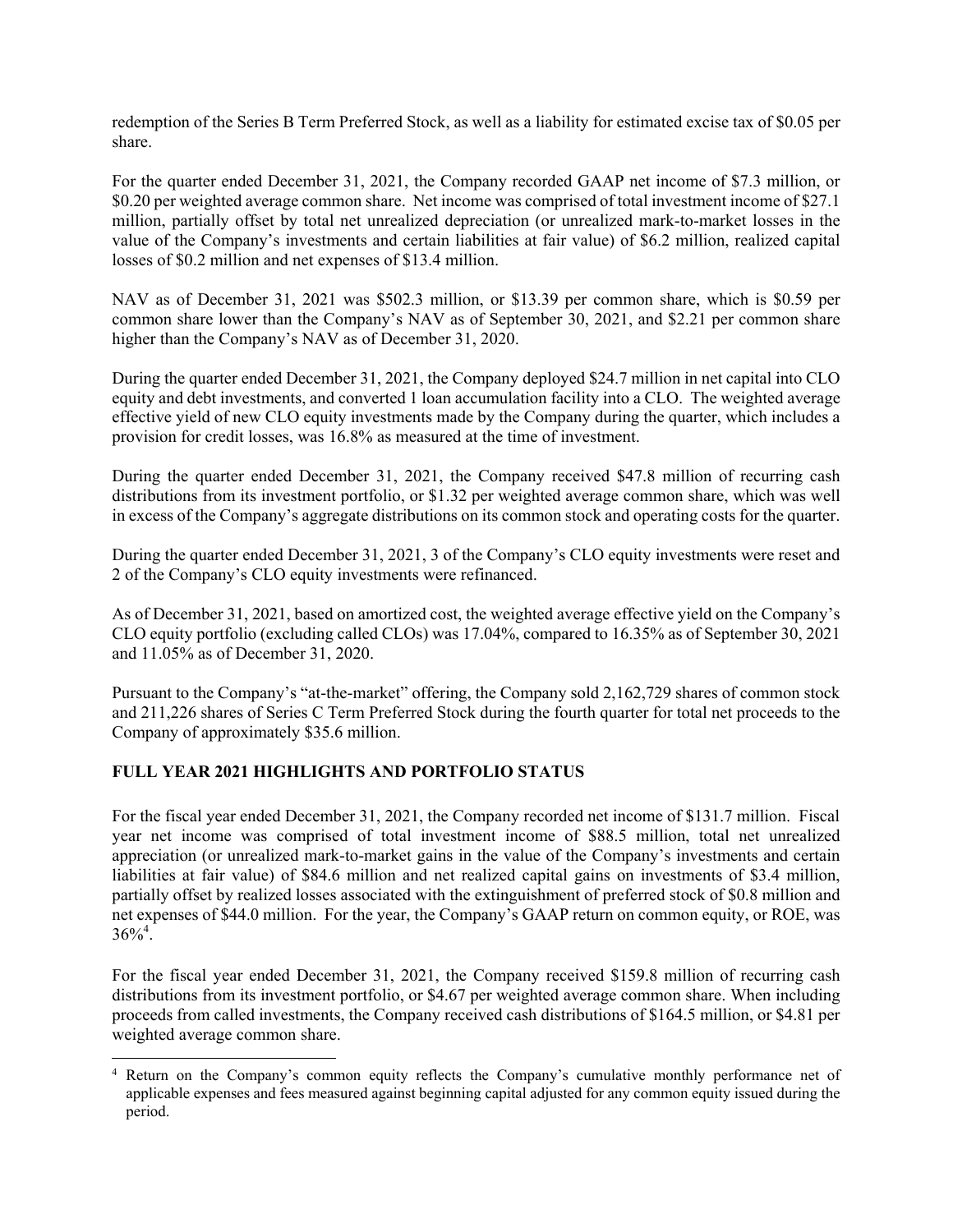redemption of the Series B Term Preferred Stock, as well as a liability for estimated excise tax of $0.05 per share.

For the quarter ended December 31, 2021, the Company recorded GAAP net income of $7.3 million, or $0.20 per weighted average common share. Net income was comprised of total investment income of $27.1 million, partially offset by total net unrealized depreciation (or unrealized mark-to-market losses in the value of the Company's investments and certain liabilities at fair value) of $6.2 million, realized capital losses of $0.2 million and net expenses of $13.4 million.

NAV as of December 31, 2021 was $502.3 million, or $13.39 per common share, which is $0.59 per common share lower than the Company's NAV as of September 30, 2021, and $2.21 per common share higher than the Company's NAV as of December 31, 2020.

During the quarter ended December 31, 2021, the Company deployed $24.7 million in net capital into CLO equity and debt investments, and converted 1 loan accumulation facility into a CLO. The weighted average effective yield of new CLO equity investments made by the Company during the quarter, which includes a provision for credit losses, was 16.8% as measured at the time of investment.

During the quarter ended December 31, 2021, the Company received $47.8 million of recurring cash distributions from its investment portfolio, or $1.32 per weighted average common share, which was well in excess of the Company's aggregate distributions on its common stock and operating costs for the quarter.

During the quarter ended December 31, 2021, 3 of the Company's CLO equity investments were reset and 2 of the Company's CLO equity investments were refinanced.

As of December 31, 2021, based on amortized cost, the weighted average effective yield on the Company's CLO equity portfolio (excluding called CLOs) was 17.04%, compared to 16.35% as of September 30, 2021 and 11.05% as of December 31, 2020.

Pursuant to the Company's "at-the-market" offering, the Company sold 2,162,729 shares of common stock and 211,226 shares of Series C Term Preferred Stock during the fourth quarter for total net proceeds to the Company of approximately $35.6 million.

## FULL YEAR 2021 HIGHLIGHTS AND PORTFOLIO STATUS

For the fiscal year ended December 31, 2021, the Company recorded net income of $131.7 million. Fiscal year net income was comprised of total investment income of $88.5 million, total net unrealized appreciation (or unrealized mark-to-market gains in the value of the Company's investments and certain liabilities at fair value) of $84.6 million and net realized capital gains on investments of $3.4 million, partially offset by realized losses associated with the extinguishment of preferred stock of $0.8 million and net expenses of $44.0 million. For the year, the Company's GAAP return on common equity, or ROE, was 36%[4].

For the fiscal year ended December 31, 2021, the Company received $159.8 million of recurring cash distributions from its investment portfolio, or $4.67 per weighted average common share. When including proceeds from called investments, the Company received cash distributions of $164.5 million, or $4.81 per weighted average common share.

[4] Return on the Company's common equity reflects the Company's cumulative monthly performance net of applicable expenses and fees measured against beginning capital adjusted for any common equity issued during the period.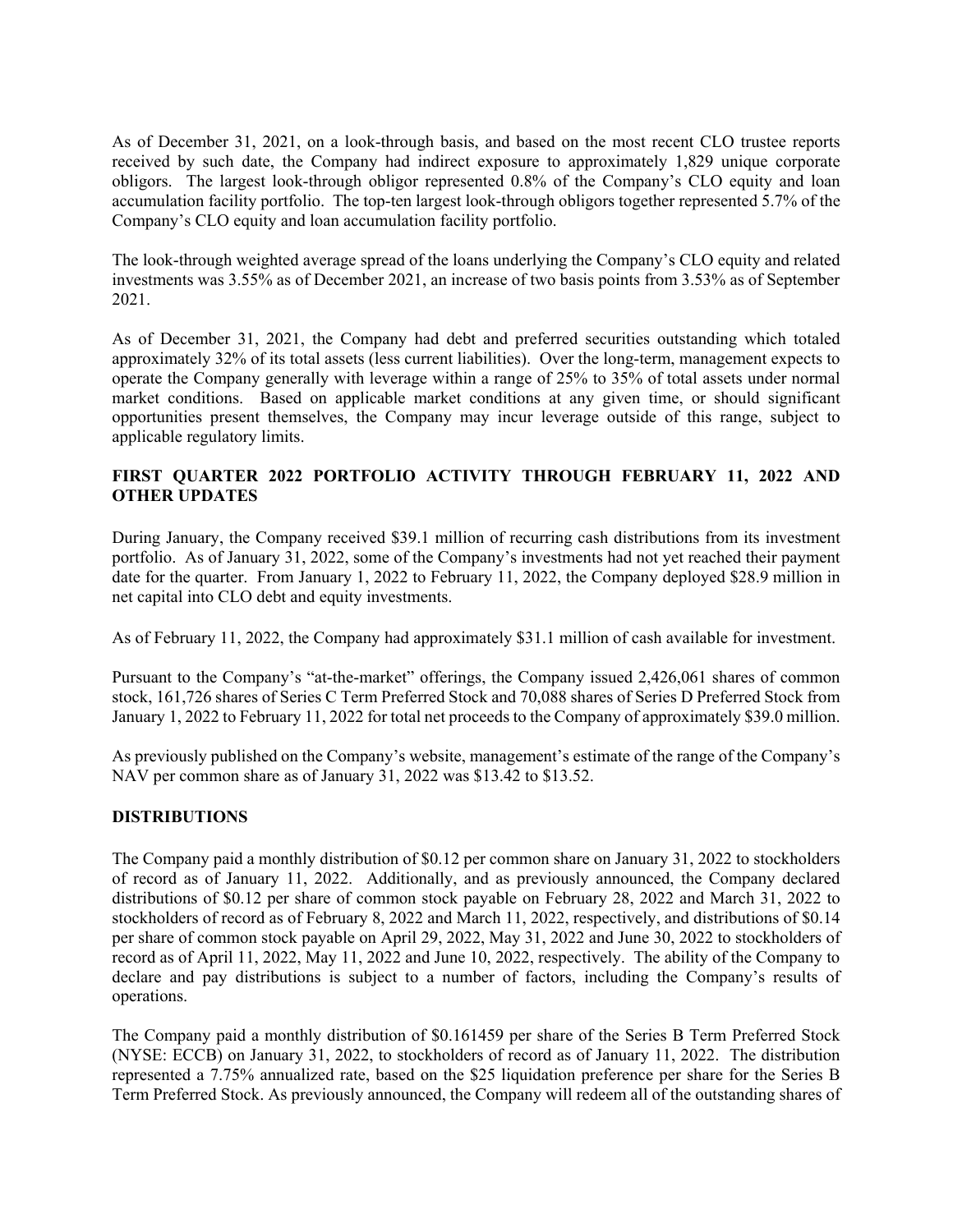As of December 31, 2021, on a look-through basis, and based on the most recent CLO trustee reports received by such date, the Company had indirect exposure to approximately 1,829 unique corporate obligors. The largest look-through obligor represented 0.8% of the Company's CLO equity and loan accumulation facility portfolio. The top-ten largest look-through obligors together represented 5.7% of the Company's CLO equity and loan accumulation facility portfolio.

The look-through weighted average spread of the loans underlying the Company's CLO equity and related investments was 3.55% as of December 2021, an increase of two basis points from 3.53% as of September 2021.

As of December 31, 2021, the Company had debt and preferred securities outstanding which totaled approximately 32% of its total assets (less current liabilities). Over the long-term, management expects to operate the Company generally with leverage within a range of 25% to 35% of total assets under normal market conditions. Based on applicable market conditions at any given time, or should significant opportunities present themselves, the Company may incur leverage outside of this range, subject to applicable regulatory limits.

## FIRST QUARTER 2022 PORTFOLIO ACTIVITY THROUGH FEBRUARY 11, 2022 AND OTHER UPDATES

During January, the Company received $39.1 million of recurring cash distributions from its investment portfolio. As of January 31, 2022, some of the Company's investments had not yet reached their payment date for the quarter. From January 1, 2022 to February 11, 2022, the Company deployed $28.9 million in net capital into CLO debt and equity investments.

As of February 11, 2022, the Company had approximately $31.1 million of cash available for investment.

Pursuant to the Company's "at-the-market" offerings, the Company issued 2,426,061 shares of common stock, 161,726 shares of Series C Term Preferred Stock and 70,088 shares of Series D Preferred Stock from January 1, 2022 to February 11, 2022 for total net proceeds to the Company of approximately $39.0 million.

As previously published on the Company's website, management's estimate of the range of the Company's NAV per common share as of January 31, 2022 was $13.42 to $13.52.

## DISTRIBUTIONS

The Company paid a monthly distribution of $0.12 per common share on January 31, 2022 to stockholders of record as of January 11, 2022. Additionally, and as previously announced, the Company declared distributions of $0.12 per share of common stock payable on February 28, 2022 and March 31, 2022 to stockholders of record as of February 8, 2022 and March 11, 2022, respectively, and distributions of $0.14 per share of common stock payable on April 29, 2022, May 31, 2022 and June 30, 2022 to stockholders of record as of April 11, 2022, May 11, 2022 and June 10, 2022, respectively. The ability of the Company to declare and pay distributions is subject to a number of factors, including the Company's results of operations.

The Company paid a monthly distribution of $0.161459 per share of the Series B Term Preferred Stock (NYSE: ECCB) on January 31, 2022, to stockholders of record as of January 11, 2022. The distribution represented a 7.75% annualized rate, based on the $25 liquidation preference per share for the Series B Term Preferred Stock. As previously announced, the Company will redeem all of the outstanding shares of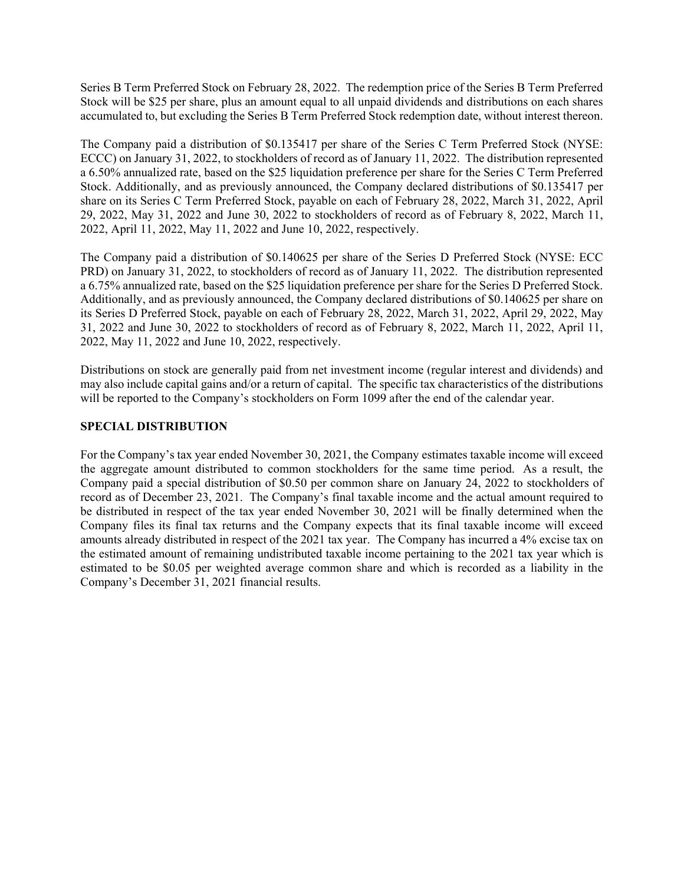Series B Term Preferred Stock on February 28, 2022. The redemption price of the Series B Term Preferred Stock will be $25 per share, plus an amount equal to all unpaid dividends and distributions on each shares accumulated to, but excluding the Series B Term Preferred Stock redemption date, without interest thereon.

The Company paid a distribution of $0.135417 per share of the Series C Term Preferred Stock (NYSE: ECCC) on January 31, 2022, to stockholders of record as of January 11, 2022. The distribution represented a 6.50% annualized rate, based on the $25 liquidation preference per share for the Series C Term Preferred Stock. Additionally, and as previously announced, the Company declared distributions of $0.135417 per share on its Series C Term Preferred Stock, payable on each of February 28, 2022, March 31, 2022, April 29, 2022, May 31, 2022 and June 30, 2022 to stockholders of record as of February 8, 2022, March 11, 2022, April 11, 2022, May 11, 2022 and June 10, 2022, respectively.

The Company paid a distribution of $0.140625 per share of the Series D Preferred Stock (NYSE: ECC PRD) on January 31, 2022, to stockholders of record as of January 11, 2022. The distribution represented a 6.75% annualized rate, based on the $25 liquidation preference per share for the Series D Preferred Stock. Additionally, and as previously announced, the Company declared distributions of $0.140625 per share on its Series D Preferred Stock, payable on each of February 28, 2022, March 31, 2022, April 29, 2022, May 31, 2022 and June 30, 2022 to stockholders of record as of February 8, 2022, March 11, 2022, April 11, 2022, May 11, 2022 and June 10, 2022, respectively.

Distributions on stock are generally paid from net investment income (regular interest and dividends) and may also include capital gains and/or a return of capital. The specific tax characteristics of the distributions will be reported to the Company's stockholders on Form 1099 after the end of the calendar year.

**SPECIAL DISTRIBUTION**

For the Company's tax year ended November 30, 2021, the Company estimates taxable income will exceed the aggregate amount distributed to common stockholders for the same time period. As a result, the Company paid a special distribution of $0.50 per common share on January 24, 2022 to stockholders of record as of December 23, 2021. The Company's final taxable income and the actual amount required to be distributed in respect of the tax year ended November 30, 2021 will be finally determined when the Company files its final tax returns and the Company expects that its final taxable income will exceed amounts already distributed in respect of the 2021 tax year. The Company has incurred a 4% excise tax on the estimated amount of remaining undistributed taxable income pertaining to the 2021 tax year which is estimated to be $0.05 per weighted average common share and which is recorded as a liability in the Company's December 31, 2021 financial results.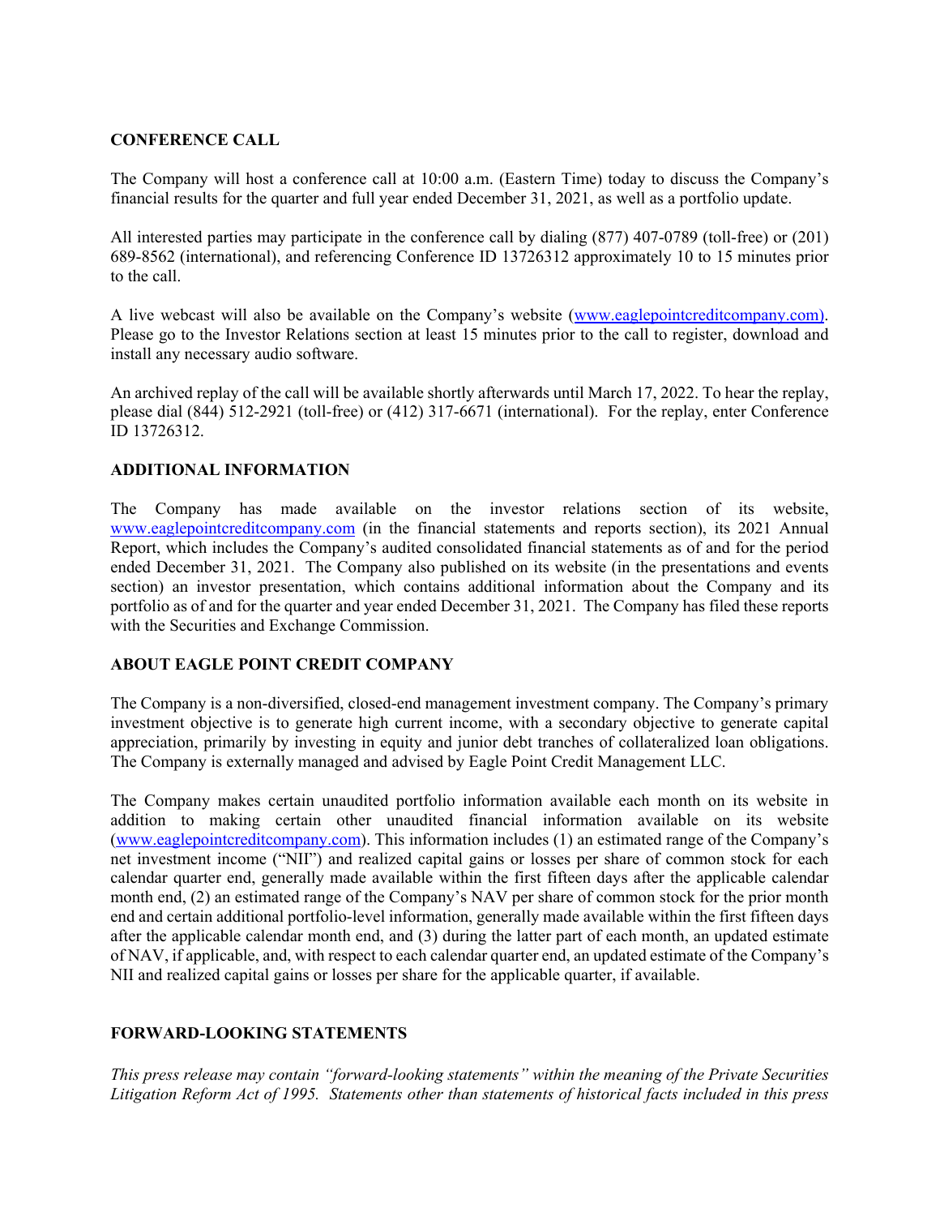## CONFERENCE CALL

The Company will host a conference call at 10:00 a.m. (Eastern Time) today to discuss the Company's financial results for the quarter and full year ended December 31, 2021, as well as a portfolio update.

All interested parties may participate in the conference call by dialing (877) 407-0789 (toll-free) or (201) 689-8562 (international), and referencing Conference ID 13726312 approximately 10 to 15 minutes prior to the call.

A live webcast will also be available on the Company's website (www.eaglepointcreditcompany.com). Please go to the Investor Relations section at least 15 minutes prior to the call to register, download and install any necessary audio software.

An archived replay of the call will be available shortly afterwards until March 17, 2022. To hear the replay, please dial (844) 512-2921 (toll-free) or (412) 317-6671 (international). For the replay, enter Conference ID 13726312.

## ADDITIONAL INFORMATION

The Company has made available on the investor relations section of its website, www.eaglepointcreditcompany.com (in the financial statements and reports section), its 2021 Annual Report, which includes the Company's audited consolidated financial statements as of and for the period ended December 31, 2021. The Company also published on its website (in the presentations and events section) an investor presentation, which contains additional information about the Company and its portfolio as of and for the quarter and year ended December 31, 2021. The Company has filed these reports with the Securities and Exchange Commission.

## ABOUT EAGLE POINT CREDIT COMPANY

The Company is a non-diversified, closed-end management investment company. The Company's primary investment objective is to generate high current income, with a secondary objective to generate capital appreciation, primarily by investing in equity and junior debt tranches of collateralized loan obligations. The Company is externally managed and advised by Eagle Point Credit Management LLC.

The Company makes certain unaudited portfolio information available each month on its website in addition to making certain other unaudited financial information available on its website (www.eaglepointcreditcompany.com). This information includes (1) an estimated range of the Company's net investment income ("NII") and realized capital gains or losses per share of common stock for each calendar quarter end, generally made available within the first fifteen days after the applicable calendar month end, (2) an estimated range of the Company's NAV per share of common stock for the prior month end and certain additional portfolio-level information, generally made available within the first fifteen days after the applicable calendar month end, and (3) during the latter part of each month, an updated estimate of NAV, if applicable, and, with respect to each calendar quarter end, an updated estimate of the Company's NII and realized capital gains or losses per share for the applicable quarter, if available.

## FORWARD-LOOKING STATEMENTS

*This press release may contain "forward-looking statements" within the meaning of the Private Securities Litigation Reform Act of 1995. Statements other than statements of historical facts included in this press*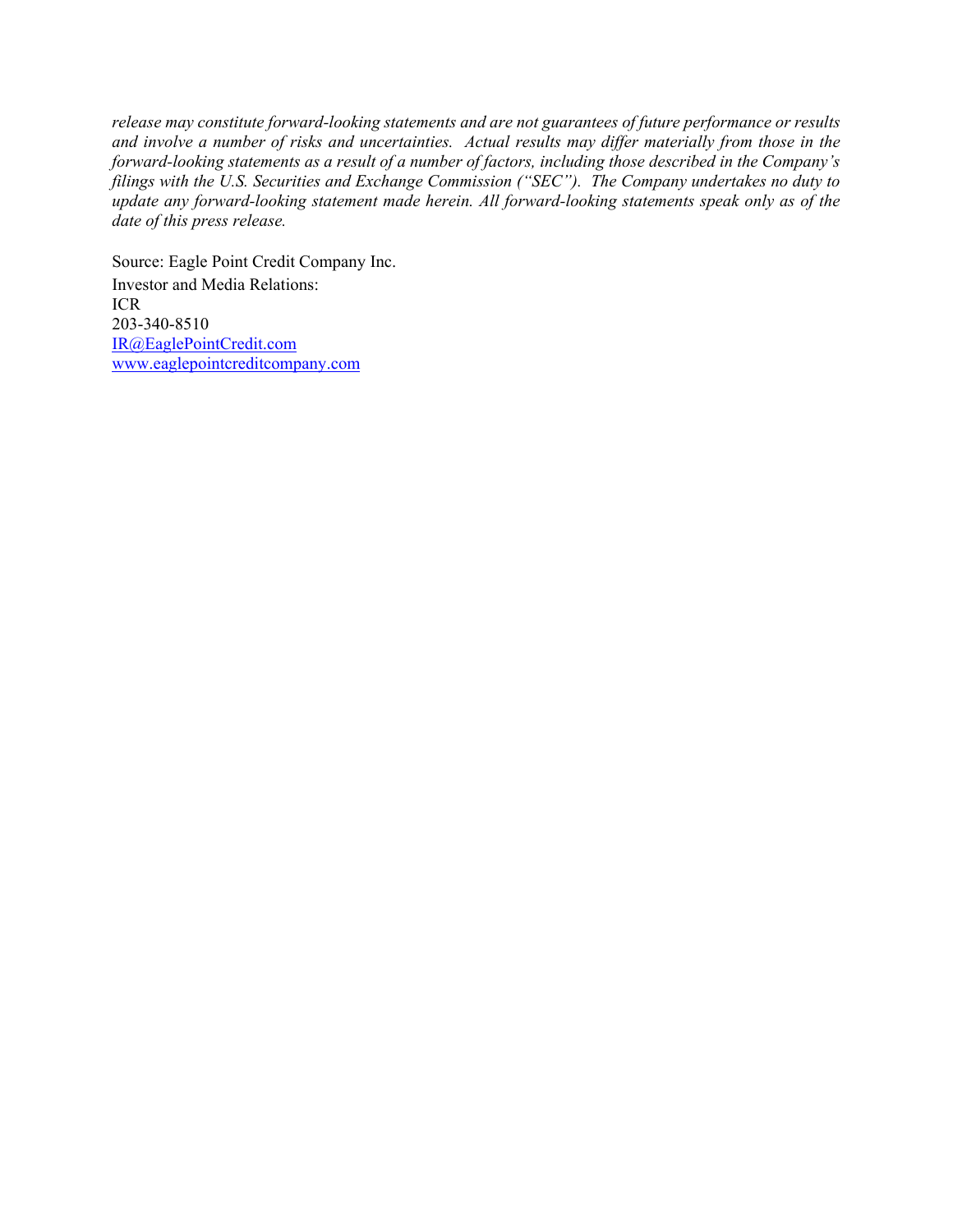*release may constitute forward-looking statements and are not guarantees of future performance or results and involve a number of risks and uncertainties. Actual results may differ materially from those in the forward-looking statements as a result of a number of factors, including those described in the Company's filings with the U.S. Securities and Exchange Commission ("SEC"). The Company undertakes no duty to update any forward-looking statement made herein. All forward-looking statements speak only as of the date of this press release.*

Source: Eagle Point Credit Company Inc.
Investor and Media Relations:
ICR
203-340-8510
IR@EaglePointCredit.com
www.eaglepointcreditcompany.com